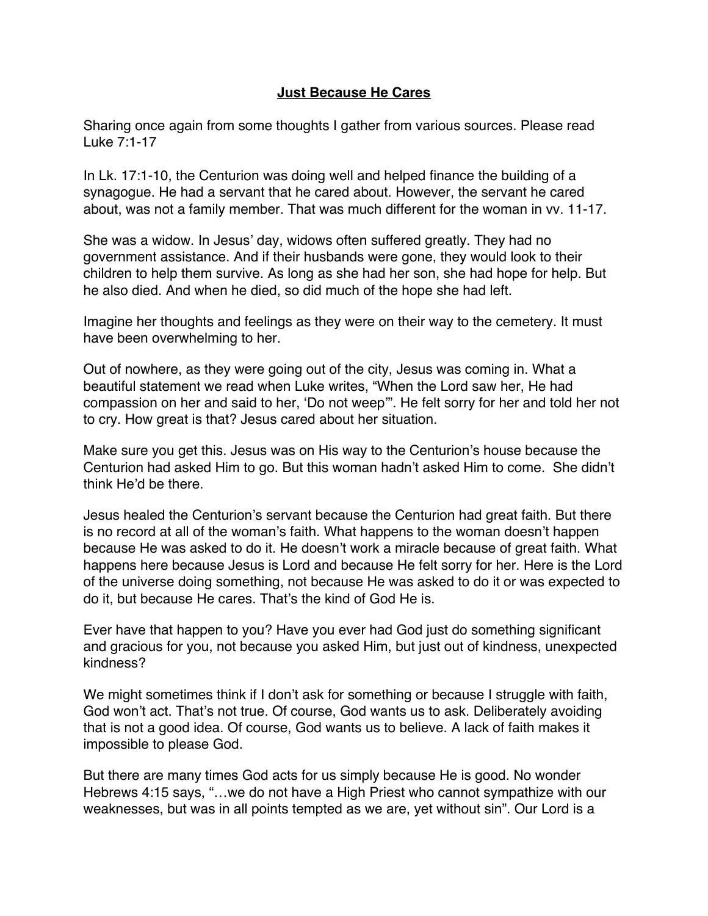**Just Because He Cares**

Sharing once again from some thoughts I gather from various sources. Please read Luke 7:1-17

In Lk. 17:1-10, the Centurion was doing well and helped finance the building of a synagogue. He had a servant that he cared about. However, the servant he cared about, was not a family member. That was much different for the woman in vv. 11-17.

She was a widow. In Jesus' day, widows often suffered greatly. They had no government assistance. And if their husbands were gone, they would look to their children to help them survive. As long as she had her son, she had hope for help. But he also died. And when he died, so did much of the hope she had left.

Imagine her thoughts and feelings as they were on their way to the cemetery. It must have been overwhelming to her.

Out of nowhere, as they were going out of the city, Jesus was coming in. What a beautiful statement we read when Luke writes, "When the Lord saw her, He had compassion on her and said to her, 'Do not weep'". He felt sorry for her and told her not to cry. How great is that? Jesus cared about her situation.

Make sure you get this. Jesus was on His way to the Centurion's house because the Centurion had asked Him to go. But this woman hadn't asked Him to come. She didn't think He'd be there.

Jesus healed the Centurion's servant because the Centurion had great faith. But there is no record at all of the woman's faith. What happens to the woman doesn't happen because He was asked to do it. He doesn't work a miracle because of great faith. What happens here because Jesus is Lord and because He felt sorry for her. Here is the Lord of the universe doing something, not because He was asked to do it or was expected to do it, but because He cares. That's the kind of God He is.

Ever have that happen to you? Have you ever had God just do something significant and gracious for you, not because you asked Him, but just out of kindness, unexpected kindness?

We might sometimes think if I don't ask for something or because I struggle with faith, God won't act. That's not true. Of course, God wants us to ask. Deliberately avoiding that is not a good idea. Of course, God wants us to believe. A lack of faith makes it impossible to please God.

But there are many times God acts for us simply because He is good. No wonder Hebrews 4:15 says, "…we do not have a High Priest who cannot sympathize with our weaknesses, but was in all points tempted as we are, yet without sin". Our Lord is a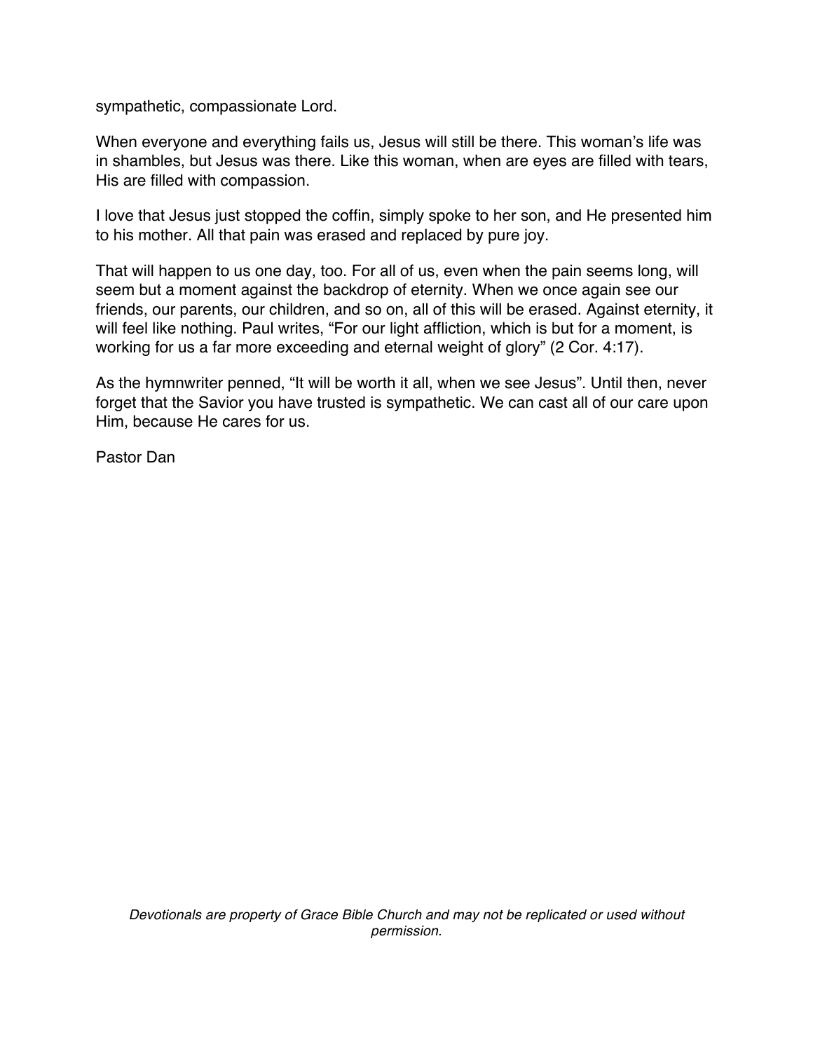sympathetic, compassionate Lord.

When everyone and everything fails us, Jesus will still be there. This woman's life was in shambles, but Jesus was there. Like this woman, when are eyes are filled with tears, His are filled with compassion.

I love that Jesus just stopped the coffin, simply spoke to her son, and He presented him to his mother. All that pain was erased and replaced by pure joy.

That will happen to us one day, too. For all of us, even when the pain seems long, will seem but a moment against the backdrop of eternity. When we once again see our friends, our parents, our children, and so on, all of this will be erased. Against eternity, it will feel like nothing. Paul writes, "For our light affliction, which is but for a moment, is working for us a far more exceeding and eternal weight of glory" (2 Cor. 4:17).

As the hymnwriter penned, "It will be worth it all, when we see Jesus". Until then, never forget that the Savior you have trusted is sympathetic. We can cast all of our care upon Him, because He cares for us.

Pastor Dan

*Devotionals are property of Grace Bible Church and may not be replicated or used without permission.*